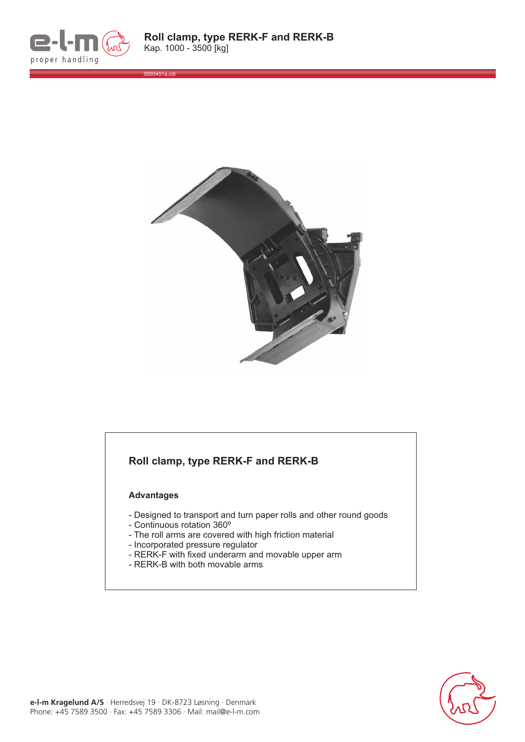# Roll clamp, type RERK-F and RERK-B

Kap. 1000 - 3500 [kg]

0000451a.cdr

## Roll clamp, type RERK-F and RERK-B

### Advantages

- Designed to transport and turn paper rolls and other round goods
- Continuous rotation 360º
- The roll arms are covered with high friction material
- Incorporated pressure regulator
- RERK-F with fixed underarm and movable upper arm
- RERK-B with both movable arms

**e-l-m Kragelund A/S** · Herredsvej 19 · DK-8723 Løsning · Denmark
Phone: +45 7589 3500 · Fax: +45 7589 3306 · Mail: mail@e-l-m.com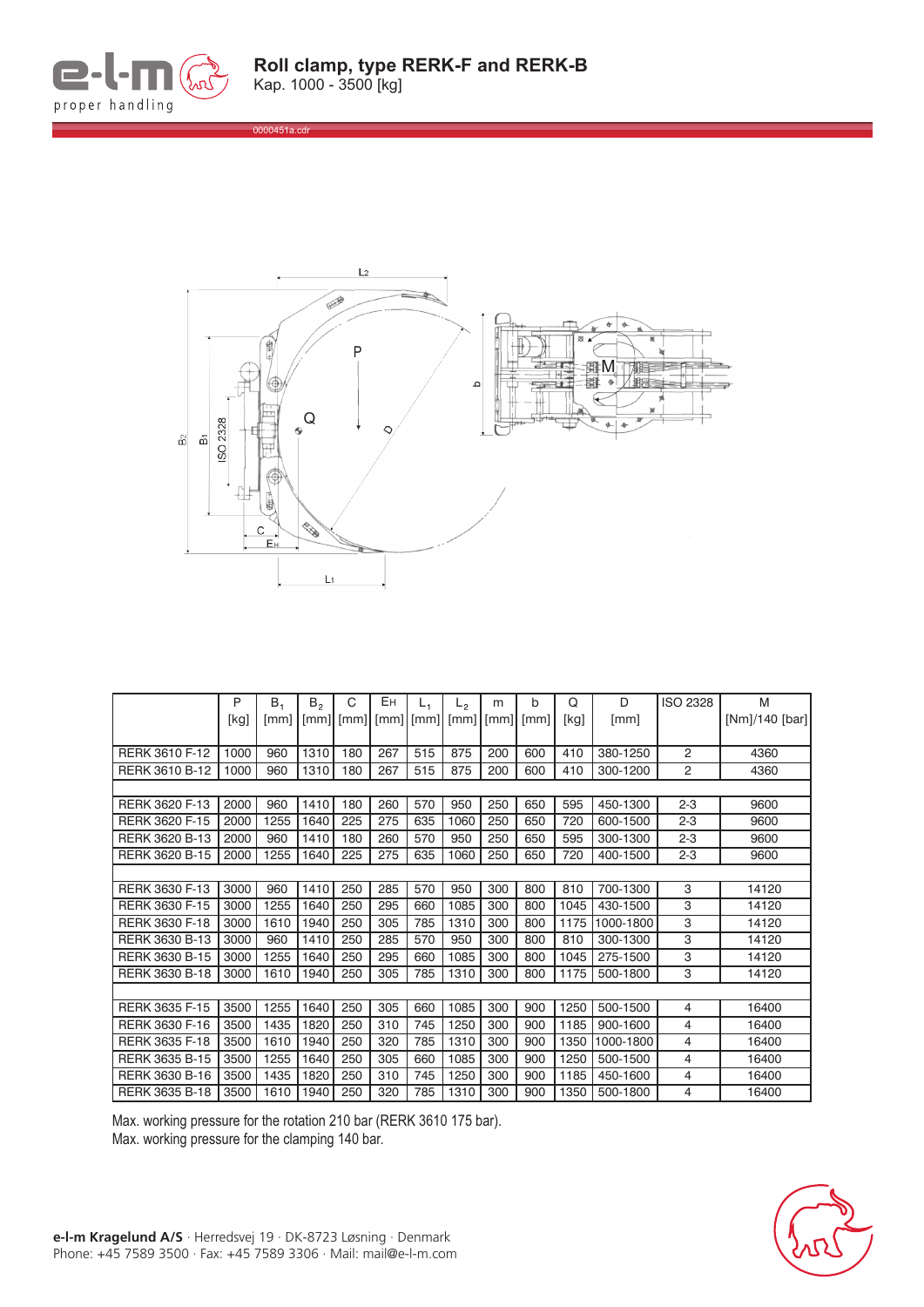# Roll clamp, type RERK-F and RERK-B

Kap. 1000 - 3500 [kg]

0000451a.cdr

L2

P

Q

D

b

M

B2

B1

ISO 2328

C

EH

L1

| | P [kg] | $B_1$ [mm] | $B_2$ [mm] | C [mm] | EH [mm] | $L_1$ [mm] | $L_2$ [mm] | m [mm] | b [mm] | Q [kg] | D [mm] | ISO 2328 | M [Nm]/140 [bar] |
|---|---|---|---|---|---|---|---|---|---|---|---|---|---|
| RERK 3610 F-12 | 1000 | 960 | 1310 | 180 | 267 | 515 | 875 | 200 | 600 | 410 | 380-1250 | 2 | 4360 |
| RERK 3610 B-12 | 1000 | 960 | 1310 | 180 | 267 | 515 | 875 | 200 | 600 | 410 | 300-1200 | 2 | 4360 |
| | | | | | | | | | | | | | |
| RERK 3620 F-13 | 2000 | 960 | 1410 | 180 | 260 | 570 | 950 | 250 | 650 | 595 | 450-1300 | 2-3 | 9600 |
| RERK 3620 F-15 | 2000 | 1255 | 1640 | 225 | 275 | 635 | 1060 | 250 | 650 | 720 | 600-1500 | 2-3 | 9600 |
| RERK 3620 B-13 | 2000 | 960 | 1410 | 180 | 260 | 570 | 950 | 250 | 650 | 595 | 300-1300 | 2-3 | 9600 |
| RERK 3620 B-15 | 2000 | 1255 | 1640 | 225 | 275 | 635 | 1060 | 250 | 650 | 720 | 400-1500 | 2-3 | 9600 |
| | | | | | | | | | | | | | |
| RERK 3630 F-13 | 3000 | 960 | 1410 | 250 | 285 | 570 | 950 | 300 | 800 | 810 | 700-1300 | 3 | 14120 |
| RERK 3630 F-15 | 3000 | 1255 | 1640 | 250 | 295 | 660 | 1085 | 300 | 800 | 1045 | 430-1500 | 3 | 14120 |
| RERK 3630 F-18 | 3000 | 1610 | 1940 | 250 | 305 | 785 | 1310 | 300 | 800 | 1175 | 1000-1800 | 3 | 14120 |
| RERK 3630 B-13 | 3000 | 960 | 1410 | 250 | 285 | 570 | 950 | 300 | 800 | 810 | 300-1300 | 3 | 14120 |
| RERK 3630 B-15 | 3000 | 1255 | 1640 | 250 | 295 | 660 | 1085 | 300 | 800 | 1045 | 275-1500 | 3 | 14120 |
| RERK 3630 B-18 | 3000 | 1610 | 1940 | 250 | 305 | 785 | 1310 | 300 | 800 | 1175 | 500-1800 | 3 | 14120 |
| | | | | | | | | | | | | | |
| RERK 3635 F-15 | 3500 | 1255 | 1640 | 250 | 305 | 660 | 1085 | 300 | 900 | 1250 | 500-1500 | 4 | 16400 |
| RERK 3630 F-16 | 3500 | 1435 | 1820 | 250 | 310 | 745 | 1250 | 300 | 900 | 1185 | 900-1600 | 4 | 16400 |
| RERK 3635 F-18 | 3500 | 1610 | 1940 | 250 | 320 | 785 | 1310 | 300 | 900 | 1350 | 1000-1800 | 4 | 16400 |
| RERK 3635 B-15 | 3500 | 1255 | 1640 | 250 | 305 | 660 | 1085 | 300 | 900 | 1250 | 500-1500 | 4 | 16400 |
| RERK 3630 B-16 | 3500 | 1435 | 1820 | 250 | 310 | 745 | 1250 | 300 | 900 | 1185 | 450-1600 | 4 | 16400 |
| RERK 3635 B-18 | 3500 | 1610 | 1940 | 250 | 320 | 785 | 1310 | 300 | 900 | 1350 | 500-1800 | 4 | 16400 |

Max. working pressure for the rotation 210 bar (RERK 3610 175 bar).
Max. working pressure for the clamping 140 bar.

**e-l-m Kragelund A/S** · Herredsvej 19 · DK-8723 Løsning · Denmark
Phone: +45 7589 3500 · Fax: +45 7589 3306 · Mail: mail@e-l-m.com